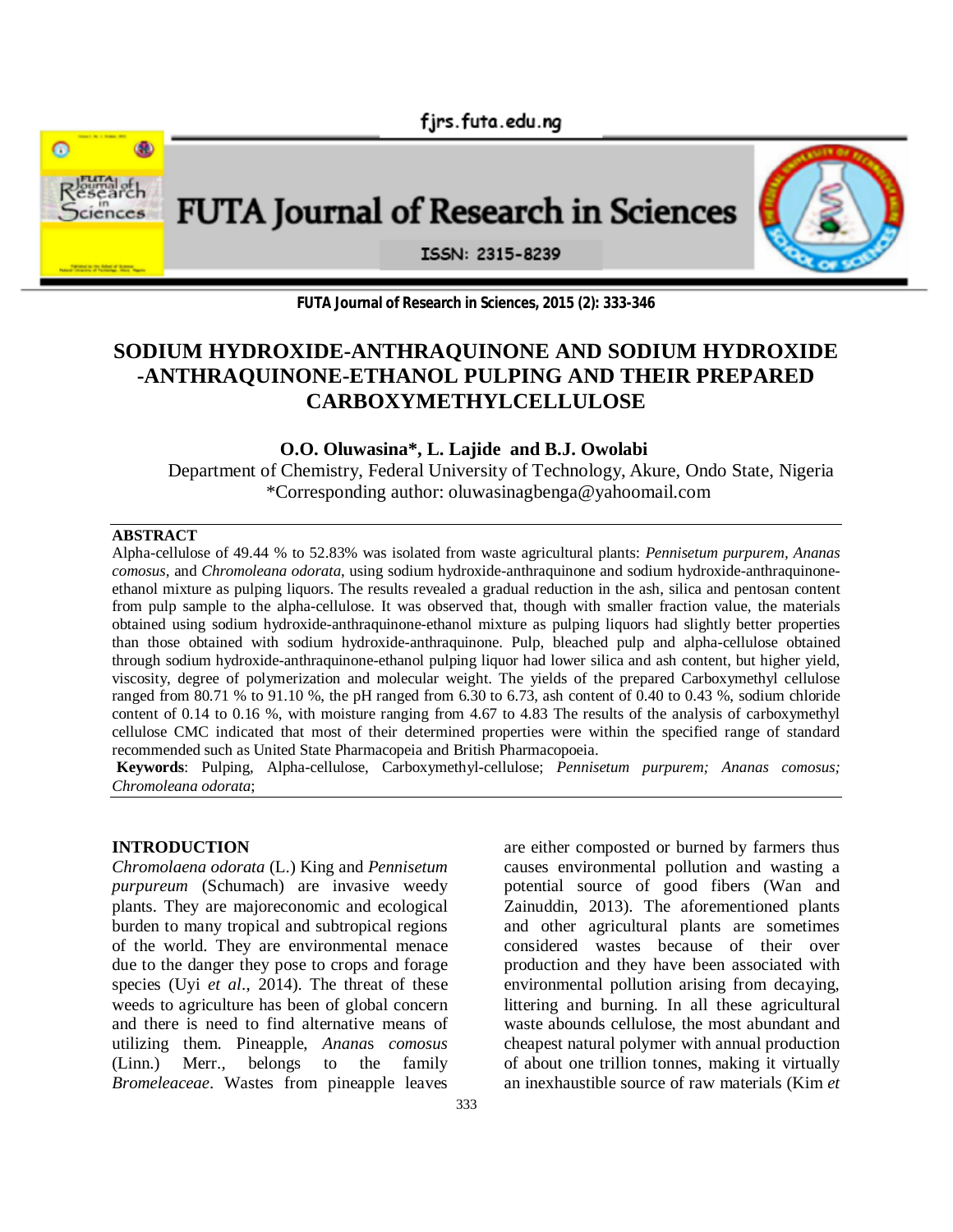# SODIUM HYDROXIDE-ANTHRAQUINONE AND SODIUM HYDROXIDE -ANTHRAQUINONE-ETHANOL PULPING AND THEIR PREPARED CARBOXYMETHYLCELLULOSE

**O.O. Oluwasina\*, L. Lajide and B.J. Owolabi**

Department of Chemistry, Federal University of Technology, Akure, Ondo State, Nigeria

\*Corresponding author: oluwasinagbenga@yahoomail.com

## ABSTRACT

Alpha-cellulose of 49.44 % to 52.83% was isolated from waste agricultural plants: *Pennisetum purpurem*, *Ananas comosus*, and *Chromoleana odorata*, using sodium hydroxide-anthraquinone and sodium hydroxide-anthraquinone-ethanol mixture as pulping liquors. The results revealed a gradual reduction in the ash, silica and pentosan content from pulp sample to the alpha-cellulose. It was observed that, though with smaller fraction value, the materials obtained using sodium hydroxide-anthraquinone-ethanol mixture as pulping liquors had slightly better properties than those obtained with sodium hydroxide-anthraquinone. Pulp, bleached pulp and alpha-cellulose obtained through sodium hydroxide-anthraquinone-ethanol pulping liquor had lower silica and ash content, but higher yield, viscosity, degree of polymerization and molecular weight. The yields of the prepared Carboxymethyl cellulose ranged from 80.71 % to 91.10 %, the pH ranged from 6.30 to 6.73, ash content of 0.40 to 0.43 %, sodium chloride content of 0.14 to 0.16 %, with moisture ranging from 4.67 to 4.83 The results of the analysis of carboxymethyl cellulose CMC indicated that most of their determined properties were within the specified range of standard recommended such as United State Pharmacopeia and British Pharmacopoeia.

**Keywords**: Pulping, Alpha-cellulose, Carboxymethyl-cellulose; *Pennisetum purpurem; Ananas comosus; Chromoleana odorata*;

## INTRODUCTION

*Chromolaena odorata* (L.) King and *Pennisetum purpureum* (Schumach) are invasive weedy plants. They are majoreconomic and ecological burden to many tropical and subtropical regions of the world. They are environmental menace due to the danger they pose to crops and forage species (Uyi *et al*., 2014). The threat of these weeds to agriculture has been of global concern and there is need to find alternative means of utilizing them. Pineapple, *Ananas comosus* (Linn.) Merr., belongs to the family *Bromeleaceae*. Wastes from pineapple leaves are either composted or burned by farmers thus causes environmental pollution and wasting a potential source of good fibers (Wan and Zainuddin, 2013). The aforementioned plants and other agricultural plants are sometimes considered wastes because of their over production and they have been associated with environmental pollution arising from decaying, littering and burning. In all these agricultural waste abounds cellulose, the most abundant and cheapest natural polymer with annual production of about one trillion tonnes, making it virtually an inexhaustible source of raw materials (Kim *et*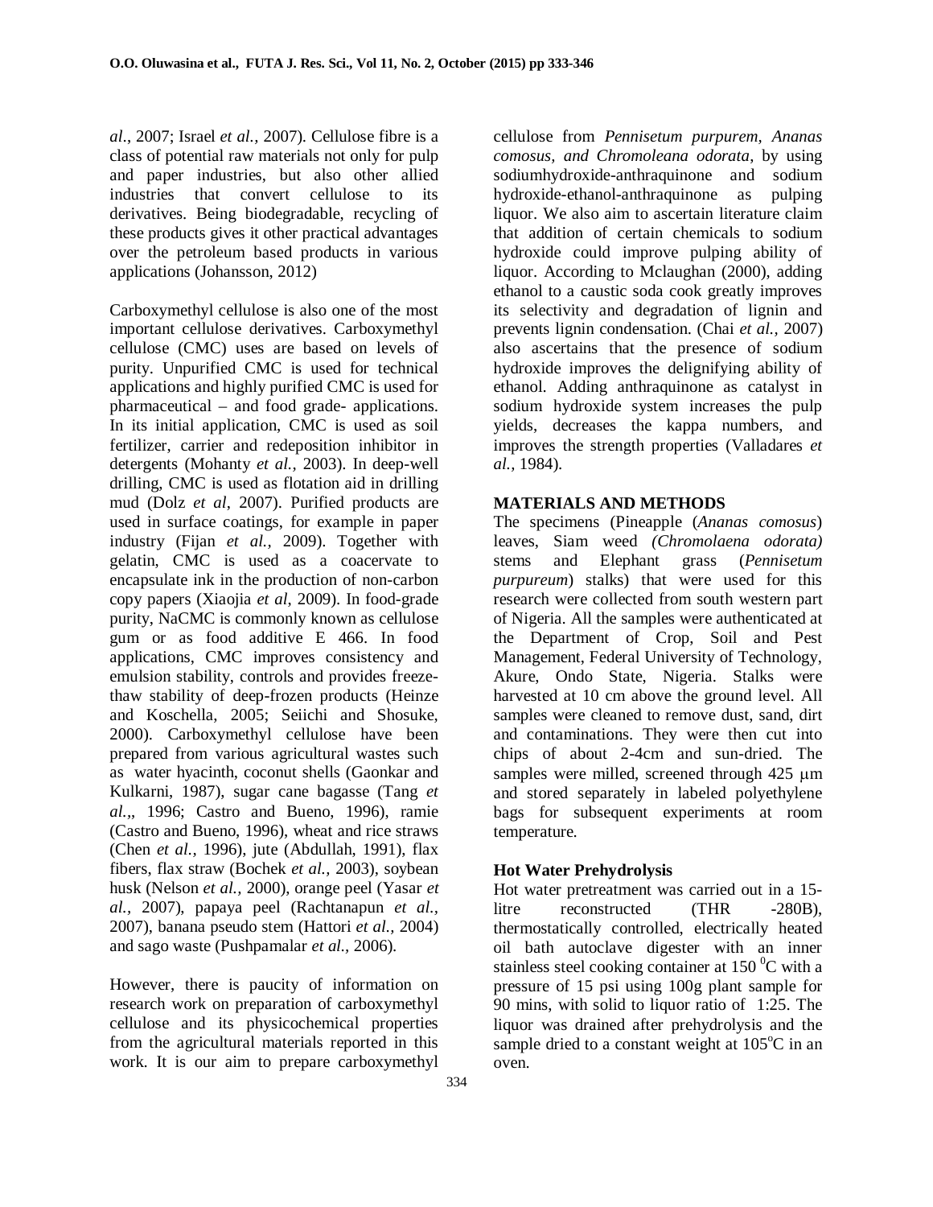*al.*, 2007; Israel *et al.,* 2007). Cellulose fibre is a class of potential raw materials not only for pulp and paper industries, but also other allied industries that convert cellulose to its derivatives. Being biodegradable, recycling of these products gives it other practical advantages over the petroleum based products in various applications (Johansson, 2012)

Carboxymethyl cellulose is also one of the most important cellulose derivatives. Carboxymethyl cellulose (CMC) uses are based on levels of purity. Unpurified CMC is used for technical applications and highly purified CMC is used for pharmaceutical – and food grade- applications. In its initial application, CMC is used as soil fertilizer, carrier and redeposition inhibitor in detergents (Mohanty *et al.,* 2003). In deep-well drilling, CMC is used as flotation aid in drilling mud (Dolz *et al*, 2007). Purified products are used in surface coatings, for example in paper industry (Fijan *et al.,* 2009). Together with gelatin, CMC is used as a coacervate to encapsulate ink in the production of non-carbon copy papers (Xiaojia *et al*, 2009). In food-grade purity, NaCMC is commonly known as cellulose gum or as food additive E 466. In food applications, CMC improves consistency and emulsion stability, controls and provides freeze-thaw stability of deep-frozen products (Heinze and Koschella, 2005; Seiichi and Shosuke, 2000). Carboxymethyl cellulose have been prepared from various agricultural wastes such as water hyacinth, coconut shells (Gaonkar and Kulkarni, 1987), sugar cane bagasse (Tang *et al.*,, 1996; Castro and Bueno, 1996), ramie (Castro and Bueno, 1996), wheat and rice straws (Chen *et al.,* 1996), jute (Abdullah, 1991), flax fibers, flax straw (Bochek *et al.,* 2003), soybean husk (Nelson *et al.,* 2000), orange peel (Yasar *et al.,* 2007), papaya peel (Rachtanapun *et al.,* 2007), banana pseudo stem (Hattori *et al.,* 2004) and sago waste (Pushpamalar *et al.,* 2006).

However, there is paucity of information on research work on preparation of carboxymethyl cellulose and its physicochemical properties from the agricultural materials reported in this work. It is our aim to prepare carboxymethyl cellulose from *Pennisetum purpurem, Ananas comosus, and Chromoleana odorata*, by using sodiumhydroxide-anthraquinone and sodium hydroxide-ethanol-anthraquinone as pulping liquor. We also aim to ascertain literature claim that addition of certain chemicals to sodium hydroxide could improve pulping ability of liquor. According to Mclaughan (2000), adding ethanol to a caustic soda cook greatly improves its selectivity and degradation of lignin and prevents lignin condensation. (Chai *et al.,* 2007) also ascertains that the presence of sodium hydroxide improves the delignifying ability of ethanol. Adding anthraquinone as catalyst in sodium hydroxide system increases the pulp yields, decreases the kappa numbers, and improves the strength properties (Valladares *et al.,* 1984).

## MATERIALS AND METHODS

The specimens (Pineapple (*Ananas comosus*) leaves, Siam weed *(Chromolaena odorata)* stems and Elephant grass (*Pennisetum purpureum*) stalks) that were used for this research were collected from south western part of Nigeria. All the samples were authenticated at the Department of Crop, Soil and Pest Management, Federal University of Technology, Akure, Ondo State, Nigeria. Stalks were harvested at 10 cm above the ground level. All samples were cleaned to remove dust, sand, dirt and contaminations. They were then cut into chips of about 2-4cm and sun-dried. The samples were milled, screened through 425 μm and stored separately in labeled polyethylene bags for subsequent experiments at room temperature.

### Hot Water Prehydrolysis

Hot water pretreatment was carried out in a 15-litre reconstructed (THR -280B), thermostatically controlled, electrically heated oil bath autoclave digester with an inner stainless steel cooking container at 150 $^0$C with a pressure of 15 psi using 100g plant sample for 90 mins, with solid to liquor ratio of 1:25. The liquor was drained after prehydrolysis and the sample dried to a constant weight at 105$^o$C in an oven.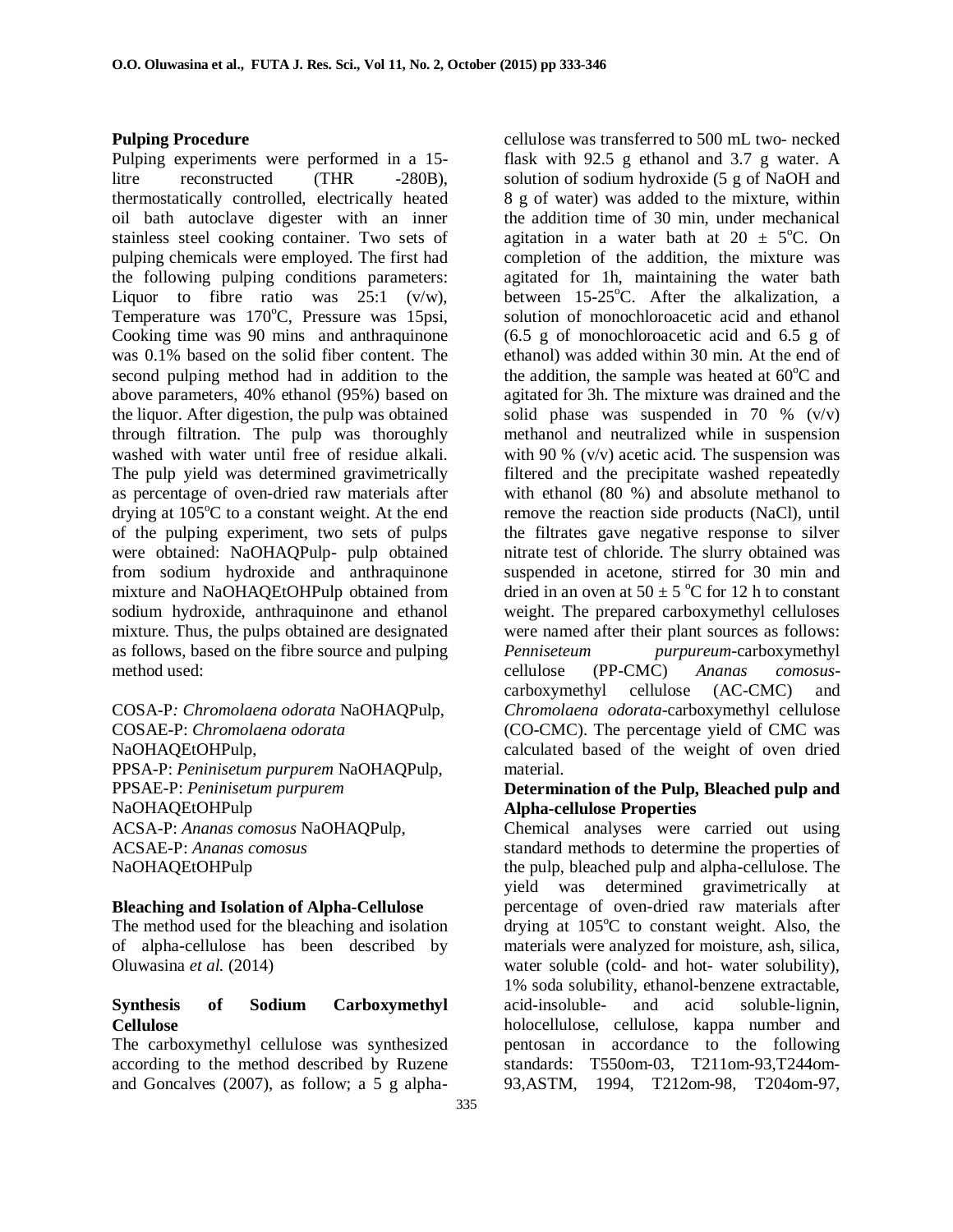### Pulping Procedure

Pulping experiments were performed in a 15-litre reconstructed (THR -280B), thermostatically controlled, electrically heated oil bath autoclave digester with an inner stainless steel cooking container. Two sets of pulping chemicals were employed. The first had the following pulping conditions parameters: Liquor to fibre ratio was 25:1 (v/w), Temperature was 170°C, Pressure was 15psi, Cooking time was 90 mins and anthraquinone was 0.1% based on the solid fiber content. The second pulping method had in addition to the above parameters, 40% ethanol (95%) based on the liquor. After digestion, the pulp was obtained through filtration. The pulp was thoroughly washed with water until free of residue alkali. The pulp yield was determined gravimetrically as percentage of oven-dried raw materials after drying at 105°C to a constant weight. At the end of the pulping experiment, two sets of pulps were obtained: NaOHAQPulp- pulp obtained from sodium hydroxide and anthraquinone mixture and NaOHAQEtOHPulp obtained from sodium hydroxide, anthraquinone and ethanol mixture. Thus, the pulps obtained are designated as follows, based on the fibre source and pulping method used:

COSA-P*: Chromolaena odorata* NaOHAQPulp,
COSAE-P: *Chromolaena odorata* NaOHAQEtOHPulp,
PPSA-P: *Peninisetum purpurem* NaOHAQPulp,
PPSAE-P: *Peninisetum purpurem* NaOHAQEtOHPulp
ACSA-P: *Ananas comosus* NaOHAQPulp,
ACSAE-P: *Ananas comosus* NaOHAQEtOHPulp

### Bleaching and Isolation of Alpha-Cellulose

The method used for the bleaching and isolation of alpha-cellulose has been described by Oluwasina *et al.* (2014)

### Synthesis of Sodium Carboxymethyl Cellulose

The carboxymethyl cellulose was synthesized according to the method described by Ruzene and Goncalves (2007), as follow; a 5 g alpha-cellulose was transferred to 500 mL two- necked flask with 92.5 g ethanol and 3.7 g water. A solution of sodium hydroxide (5 g of NaOH and 8 g of water) was added to the mixture, within the addition time of 30 min, under mechanical agitation in a water bath at 20 ± 5°C. On completion of the addition, the mixture was agitated for 1h, maintaining the water bath between 15-25°C. After the alkalization, a solution of monochloroacetic acid and ethanol (6.5 g of monochloroacetic acid and 6.5 g of ethanol) was added within 30 min. At the end of the addition, the sample was heated at 60°C and agitated for 3h. The mixture was drained and the solid phase was suspended in 70 % (v/v) methanol and neutralized while in suspension with 90 % (v/v) acetic acid. The suspension was filtered and the precipitate washed repeatedly with ethanol (80 %) and absolute methanol to remove the reaction side products (NaCl), until the filtrates gave negative response to silver nitrate test of chloride. The slurry obtained was suspended in acetone, stirred for 30 min and dried in an oven at 50 ± 5 °C for 12 h to constant weight. The prepared carboxymethyl celluloses were named after their plant sources as follows: *Penniseteum purpureum*-carboxymethyl cellulose (PP-CMC) *Ananas comosus*-carboxymethyl cellulose (AC-CMC) and *Chromolaena odorata*-carboxymethyl cellulose (CO-CMC). The percentage yield of CMC was calculated based of the weight of oven dried material.

### Determination of the Pulp, Bleached pulp and Alpha-cellulose Properties

Chemical analyses were carried out using standard methods to determine the properties of the pulp, bleached pulp and alpha-cellulose. The yield was determined gravimetrically at percentage of oven-dried raw materials after drying at 105°C to constant weight. Also, the materials were analyzed for moisture, ash, silica, water soluble (cold- and hot- water solubility), 1% soda solubility, ethanol-benzene extractable, acid-insoluble- and acid soluble-lignin, holocellulose, cellulose, kappa number and pentosan in accordance to the following standards: T550om-03, T211om-93,T244om-93,ASTM, 1994, T212om-98, T204om-97,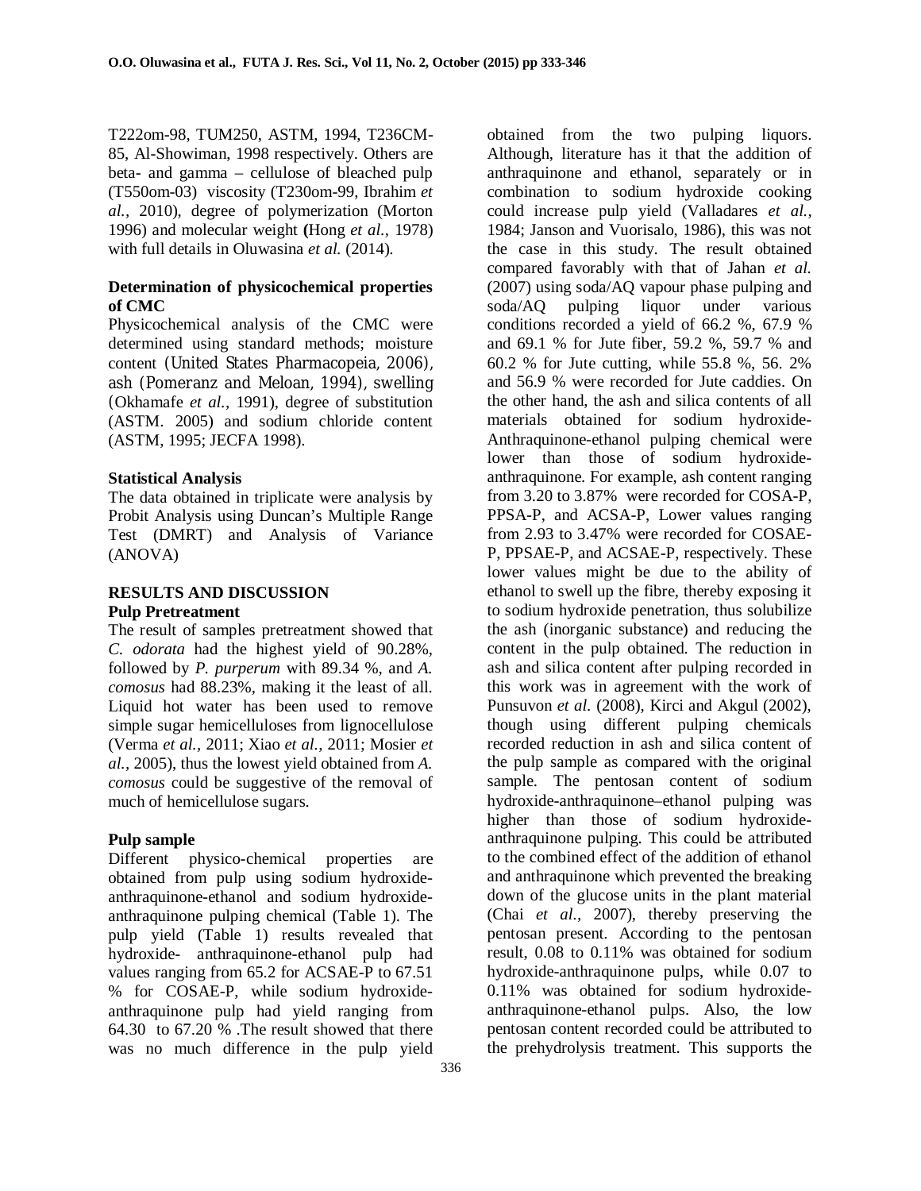T222om-98, TUM250, ASTM, 1994, T236CM-85, Al-Showiman, 1998 respectively. Others are beta- and gamma – cellulose of bleached pulp (T550om-03) viscosity (T230om-99, Ibrahim *et al.*, 2010), degree of polymerization (Morton 1996) and molecular weight **(**Hong *et al.*, 1978) with full details in Oluwasina *et al.* (2014).

**Determination of physicochemical properties of CMC**

Physicochemical analysis of the CMC were determined using standard methods; moisture content (United States Pharmacopeia, 2006), ash (Pomeranz and Meloan, 1994), swelling (Okhamafe *et al.*, 1991), degree of substitution (ASTM. 2005) and sodium chloride content (ASTM, 1995; JECFA 1998).

**Statistical Analysis**

The data obtained in triplicate were analysis by Probit Analysis using Duncan's Multiple Range Test (DMRT) and Analysis of Variance (ANOVA)

**RESULTS AND DISCUSSION**

**Pulp Pretreatment**

The result of samples pretreatment showed that *C. odorata* had the highest yield of 90.28%, followed by *P. purperum* with 89.34 %, and *A. comosus* had 88.23%, making it the least of all. Liquid hot water has been used to remove simple sugar hemicelluloses from lignocellulose (Verma *et al.*, 2011; Xiao *et al.*, 2011; Mosier *et al.*, 2005), thus the lowest yield obtained from *A. comosus* could be suggestive of the removal of much of hemicellulose sugars.

**Pulp sample**

Different physico-chemical properties are obtained from pulp using sodium hydroxide-anthraquinone-ethanol and sodium hydroxide-anthraquinone pulping chemical (Table 1). The pulp yield (Table 1) results revealed that hydroxide- anthraquinone-ethanol pulp had values ranging from 65.2 for ACSAE-P to 67.51 % for COSAE-P, while sodium hydroxide-anthraquinone pulp had yield ranging from 64.30 to 67.20 % .The result showed that there was no much difference in the pulp yield obtained from the two pulping liquors. Although, literature has it that the addition of anthraquinone and ethanol, separately or in combination to sodium hydroxide cooking could increase pulp yield (Valladares *et al.*, 1984; Janson and Vuorisalo, 1986), this was not the case in this study. The result obtained compared favorably with that of Jahan *et al.* (2007) using soda/AQ vapour phase pulping and soda/AQ pulping liquor under various conditions recorded a yield of 66.2 %, 67.9 % and 69.1 % for Jute fiber, 59.2 %, 59.7 % and 60.2 % for Jute cutting, while 55.8 %, 56. 2% and 56.9 % were recorded for Jute caddies. On the other hand, the ash and silica contents of all materials obtained for sodium hydroxide-Anthraquinone-ethanol pulping chemical were lower than those of sodium hydroxide-anthraquinone. For example, ash content ranging from 3.20 to 3.87% were recorded for COSA-P, PPSA-P, and ACSA-P, Lower values ranging from 2.93 to 3.47% were recorded for COSAE-P, PPSAE-P, and ACSAE-P, respectively. These lower values might be due to the ability of ethanol to swell up the fibre, thereby exposing it to sodium hydroxide penetration, thus solubilize the ash (inorganic substance) and reducing the content in the pulp obtained. The reduction in ash and silica content after pulping recorded in this work was in agreement with the work of Punsuvon *et al.* (2008), Kirci and Akgul (2002), though using different pulping chemicals recorded reduction in ash and silica content of the pulp sample as compared with the original sample. The pentosan content of sodium hydroxide-anthraquinone–ethanol pulping was higher than those of sodium hydroxide-anthraquinone pulping. This could be attributed to the combined effect of the addition of ethanol and anthraquinone which prevented the breaking down of the glucose units in the plant material (Chai *et al.*, 2007), thereby preserving the pentosan present. According to the pentosan result, 0.08 to 0.11% was obtained for sodium hydroxide-anthraquinone pulps, while 0.07 to 0.11% was obtained for sodium hydroxide-anthraquinone-ethanol pulps. Also, the low pentosan content recorded could be attributed to the prehydrolysis treatment. This supports the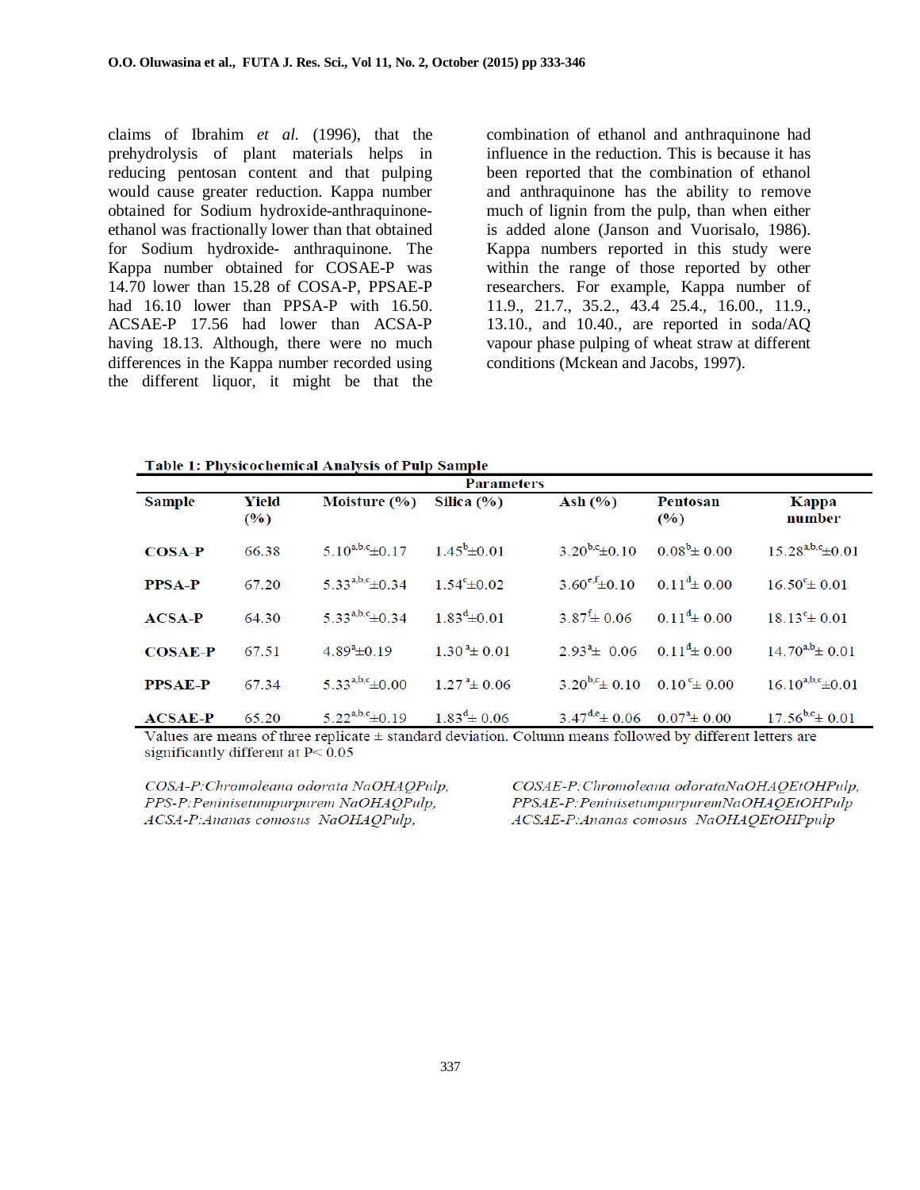claims of Ibrahim *et al.* (1996), that the prehydrolysis of plant materials helps in reducing pentosan content and that pulping would cause greater reduction. Kappa number obtained for Sodium hydroxide-anthraquinone-ethanol was fractionally lower than that obtained for Sodium hydroxide- anthraquinone. The Kappa number obtained for COSAE-P was 14.70 lower than 15.28 of COSA-P, PPSAE-P had 16.10 lower than PPSA-P with 16.50. ACSAE-P 17.56 had lower than ACSA-P having 18.13. Although, there were no much differences in the Kappa number recorded using the different liquor, it might be that the combination of ethanol and anthraquinone had influence in the reduction. This is because it has been reported that the combination of ethanol and anthraquinone has the ability to remove much of lignin from the pulp, than when either is added alone (Janson and Vuorisalo, 1986). Kappa numbers reported in this study were within the range of those reported by other researchers. For example, Kappa number of 11.9., 21.7., 35.2., 43.4 25.4., 16.00., 11.9., 13.10., and 10.40., are reported in soda/AQ vapour phase pulping of wheat straw at different conditions (Mckean and Jacobs, 1997).

**Table 1: Physicochemical Analysis of Pulp Sample**

| | Parameters | | | | | |
|---|---|---|---|---|---|---|
| **Sample** | **Yield (%)** | **Moisture (%)** | **Silica (%)** | **Ash (%)** | **Pentosan (%)** | **Kappa number** |
| **COSA-P** | 66.38 | $5.10^{a,b,c}\pm0.17$ | $1.45^{b}\pm0.01$ | $3.20^{b,c}\pm0.10$ | $0.08^{b}\pm 0.00$ | $15.28^{a,b,c}\pm0.01$ |
| **PPSA-P** | 67.20 | $5.33^{a,b,c}\pm0.34$ | $1.54^{c}\pm0.02$ | $3.60^{e,f}\pm0.10$ | $0.11^{d}\pm 0.00$ | $16.50^{c}\pm 0.01$ |
| **ACSA-P** | 64.30 | $5.33^{a,b,c}\pm0.34$ | $1.83^{d}\pm0.01$ | $3.87^{f}\pm 0.06$ | $0.11^{d}\pm 0.00$ | $18.13^{c}\pm 0.01$ |
| **COSAE-P** | 67.51 | $4.89^{a}\pm0.19$ | $1.30^{a}\pm 0.01$ | $2.93^{a}\pm 0.06$ | $0.11^{d}\pm 0.00$ | $14.70^{a,b}\pm 0.01$ |
| **PPSAE-P** | 67.34 | $5.33^{a,b,c}\pm0.00$ | $1.27^{a}\pm 0.06$ | $3.20^{b,c}\pm 0.10$ | $0.10^{c}\pm 0.00$ | $16.10^{a,b,c}\pm0.01$ |
| **ACSAE-P** | 65.20 | $5.22^{a,b,c}\pm0.19$ | $1.83^{d}\pm 0.06$ | $3.47^{d,e}\pm 0.06$ | $0.07^{a}\pm 0.00$ | $17.56^{b,c}\pm 0.01$ |

Values are means of three replicate ± standard deviation. Column means followed by different letters are significantly different at $P< 0.05$

*COSA-P: Chromoleana odorata NaOHAQPulp,*
*PPS-P: Peninisetumpurpurem NaOHAQPulp,*
*ACSA-P: Ananas comosus NaOHAQPulp,*
*COSAE-P: Chromoleana odorataNaOHAQEtOHPulp,*
*PPSAE-P: PeninisetumpurpuremNaOHAQEtOHPulp*
*ACSAE-P: Ananas comosus NaOHAQEtOHPpulp*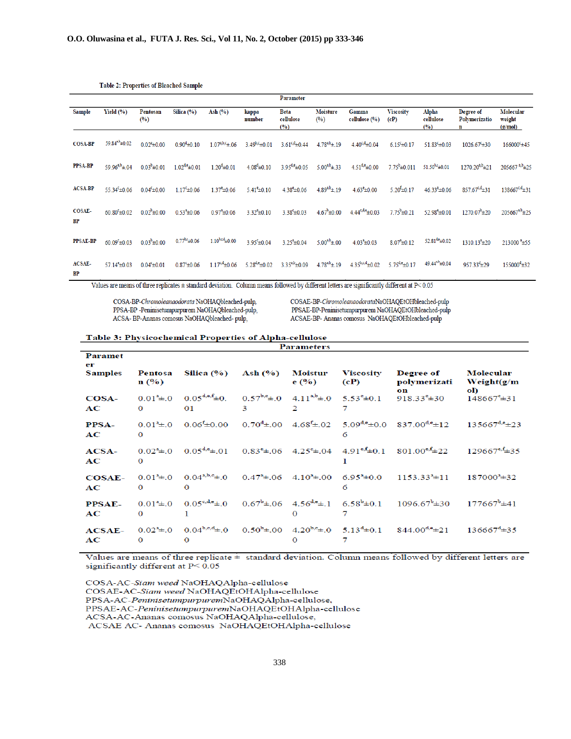Table 2: Properties of Bleached Sample

| Sample | Yield (%) | Pentosan (%) | Silica (%) | Ash (%) | kappa number | Beta cellulose (%) | Moisture (%) | Gamma cellulose (%) | Viscosity (cP) | Alpha cellulose (%) | Degree of Polymerization | Molecular weight (g/mol) |
|---|---|---|---|---|---|---|---|---|---|---|---|---|
| COSA-BP | 59.84$^{a,b}$±0.02 | 0.02$^{a}$±0.00 | 0.90$^{d}$±0.10 | 1.07$^{a,b,c}$±.06 | 3.49$^{b,c}$±0.01 | 3.61$^{c,d}$±0.44 | 4.78$^{a,b}$±.19 | 4.40$^{c,d}$±0.04 | 6.15$^{c}$±0.17 | 51.83$^{c}$±0.03 | 1026.67$^{c}$±30 | 166000$^{c}$±45 |
| PPSA-BP | 59.96$^{a,b}$±.04 | 0.03$^{b}$±0.01 | 1.02$^{d,e}$±0.01 | 1.20$^{d}$±0.01 | 4.08$^{d}$±0.10 | 3.95$^{d,e}$±0.05 | 5.00$^{a,b}$±.33 | 4.51$^{d,e}$±0.00 | 7.75$^{b}$±0.011 | 51.50$^{b,c}$±0.01 | 1270.20$^{a,b}$±21 | 205667$^{a,b}$±25 |
| ACSA-BP | 55.34$^{c}$±0.06 | 0.04$^{c}$±0.00 | 1.17$^{c}$±0.06 | 1.37$^{e}$±0.06 | 5.41$^{e}$±0.10 | 4.38$^{e}$±0.06 | 4.89$^{a,b}$±.19 | 4.63$^{e}$±0.00 | 5.20$^{f}$±0.17 | 46.33$^{e}$±0.06 | 857.67$^{c,d}$±31 | 138667$^{c,d}$±31 |
| COSAE-BP | 60.80$^{c}$±0.02 | 0.02$^{b}$±0.00 | 0.53$^{a}$±0.06 | 0.97$^{a}$±0.06 | 3.32$^{a}$±0.10 | 3.38$^{c}$±0.03 | 4.67$^{b}$±0.00 | 4.44$^{c,d,e}$±0.03 | 7.75$^{b}$±0.21 | 52.98$^{e}$±0.01 | 1270.07$^{b}$±20 | 205667$^{a,b}$±25 |
| PPSAE-BP | 60.09$^{c}$±0.03 | 0.03$^{b}$±0.00 | 0.77$^{b,c}$±0.06 | 1.10$^{b,c,d}$±0.00 | 3.95$^{c}$±0.04 | 3.25$^{a}$±0.04 | 5.00$^{a,b}$±.00 | 4.03$^{a}$±0.03 | 8.07$^{b}$±0.12 | 52.81$^{d,e}$±0.02 | 1310.13$^{a}$±20 | 213000$^{a}$±55 |
| ACSAE-BP | 57.14$^{a}$±0.03 | 0.04$^{c}$±0.01 | 0.87$^{c}$±0.06 | 1.17$^{c,d}$±0.06 | 5.28$^{d,e}$±0.02 | 3.35$^{a,b}$±0.09 | 4.78$^{a,b}$±.19 | 4.35$^{b,c,d}$±0.02 | 5.75$^{d,e}$±0.17 | 49.44$^{a,b}$±0.04 | 957.33$^{d}$±29 | 155000$^{d}$±32 |

Values are means of three replicates ± standard deviation. Column means followed by different letters are significantly different at P< 0.05

COSA-BP-*Chromoleanaodorata* NaOHAQbleached-pulp,
PPSA-BP -Peninisetumpurpurem NaOHAQbleached-pulp,
ACSA- BP-Ananas comosus NaOHAQbleached- pulp,
COSAE-BP-*Chromoleanaodorata*NaOHAQEtOHbleached-pulp
PPSAE-BP-Peninisetumpurpurem NaOHAQEtOHbleached-pulp
ACSAE-BP- Ananas comosus NaOHAQEtOHbleached-pulp

**Table 3: Physicochemical Properties of Alpha-cellulose**

| Samples | Pentosan (%) | Silica (%) | Ash (%) | Moisture (%) | Viscosity (cP) | Degree of polymerization | Molecular Weight(g/mol) |
|---|---|---|---|---|---|---|---|
| COSA-AC | 0.01$^{a}$±.00 | 0.05$^{d,e,f}$±0.01 | 0.57$^{b,c}$±.03 | 4.11$^{a,b}$±.02 | 5.53$^{c}$±0.17 | 918.33$^{c}$±30 | 148667$^{c}$±31 |
| PPSA-AC | 0.01$^{a}$±.00 | 0.06$^{f}$±0.00 | 0.70$^{d}$±.00 | 4.68$^{f}$±.02 | 5.09$^{d,e}$±0.06 | 837.00$^{d,e}$±12 | 135667$^{d,e}$±23 |
| ACSA-AC | 0.02$^{a}$±.00 | 0.05$^{d,e}$±.01 | 0.83$^{e}$±.06 | 4.25$^{c}$±.04 | 4.91$^{e,f}$±0.11 | 801.00$^{e,f}$±22 | 129667$^{e,f}$±35 |
| COSAE-AC | 0.01$^{a}$±.00 | 0.04$^{a,b,c}$±.00 | 0.47$^{a}$±.06 | 4.10$^{a}$±.00 | 6.95$^{a}$±0.06 | 1153.33$^{a}$±11 | 187000$^{a}$±32 |
| PPSAE-AC | 0.01$^{a}$±.00 | 0.05$^{c,d,e}$±.01 | 0.67$^{d}$±.06 | 4.56$^{d,e}$±.10 | 6.58$^{b}$±0.17 | 1096.67$^{b}$±30 | 177667$^{b}$±41 |
| ACSAE-AC | 0.02$^{a}$±.00 | 0.04$^{b,c,d}$±.00 | 0.50$^{b}$±.00 | 4.20$^{b,c}$±.00 | 5.13$^{d}$±0.17 | 844.00$^{d,e}$±21 | 136667$^{d}$±35 |

Values are means of three replicate ± standard deviation. Column means followed by different letters are significantly different at P< 0.05

COSA-AC-*Siam weed* NaOHAQAlpha-cellulose
COSAE-AC-*Siam weed* NaOHAQEtOHAlpha-cellulose
PPSA-AC-*Peninisetumpurpurem*NaOHAQAlpha-cellulose,
PPSAE-AC-*Peninisetumpurpurem*NaOHAQEtOHAlpha-cellulose
ACSA-AC-Ananas comosus NaOHAQAlpha-cellulose,
ACSAE AC- Ananas comosus NaOHAQEtOHAlpha-cellulose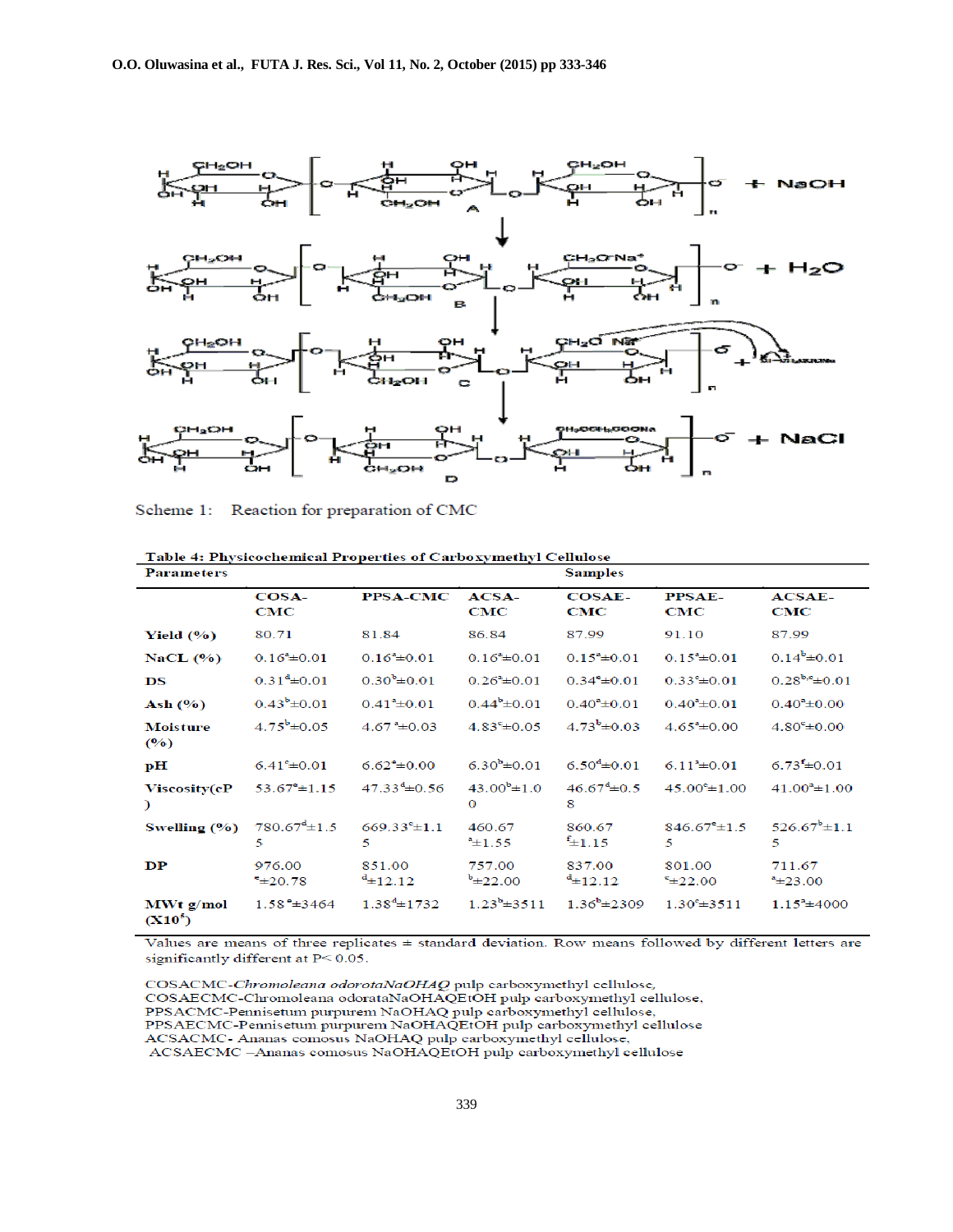Scheme 1: Reaction for preparation of CMC

**Table 4: Physicochemical Properties of Carboxymethyl Cellulose**

| Parameters | Samples | | | | | |
|---|---|---|---|---|---|---|
| | COSA-CMC | PPSA-CMC | ACSA-CMC | COSAE-CMC | PPSAE-CMC | ACSAE-CMC |
| Yield (%) | 80.71 | 81.84 | 86.84 | 87.99 | 91.10 | 87.99 |
| NaCL (%) | 0.16[a]±0.01 | 0.16[a]±0.01 | 0.16[a]±0.01 | 0.15[a]±0.01 | 0.15[a]±0.01 | 0.14[b]±0.01 |
| DS | 0.31[d]±0.01 | 0.30[b]±0.01 | 0.26[a]±0.01 | 0.34[e]±0.01 | 0.33[c]±0.01 | 0.28[b,c]±0.01 |
| Ash (%) | 0.43[b]±0.01 | 0.41[a]±0.01 | 0.44[b]±0.01 | 0.40[a]±0.01 | 0.40[a]±0.01 | 0.40[a]±0.00 |
| Moisture (%) | 4.75[b]±0.05 | 4.67[a]±0.03 | 4.83[c]±0.05 | 4.73[b]±0.03 | 4.65[a]±0.00 | 4.80[c]±0.00 |
| pH | 6.41[c]±0.01 | 6.62[e]±0.00 | 6.30[b]±0.01 | 6.50[d]±0.01 | 6.11[a]±0.01 | 6.73[f]±0.01 |
| Viscosity(cP) | 53.67[e]±1.15 | 47.33[d]±0.56 | 43.00[b]±1.00 | 46.67[d]±0.58 | 45.00[c]±1.00 | 41.00[a]±1.00 |
| Swelling (%) | 780.67[d]±1.55 | 669.33[c]±1.15 | 460.67[a]±1.55 | 860.67[f]±1.15 | 846.67[e]±1.55 | 526.67[b]±1.15 |
| DP | 976.00[e]±20.78 | 851.00[d]±12.12 | 757.00[b]±22.00 | 837.00[d]±12.12 | 801.00[c]±22.00 | 711.67[a]±23.00 |
| MWt g/mol ($X10^5$) | 1.58[e]±3464 | 1.38[d]±1732 | 1.23[b]±3511 | 1.36[b]±2309 | 1.30[c]±3511 | 1.15[a]±4000 |

Values are means of three replicates ± standard deviation. Row means followed by different letters are significantly different at P< 0.05.

COSACMC-*Chromoleana odorotaNaOHAQ* pulp carboxymethyl cellulose,
COSAECMC-Chromoleana odorataNaOHAQEtOH pulp carboxymethyl cellulose,
PPSACMC-Pennisetum purpurem NaOHAQ pulp carboxymethyl cellulose,
PPSAECMC-Pennisetum purpurem NaOHAQEtOH pulp carboxymethyl cellulose
ACSACMC- Ananas comosus NaOHAQ pulp carboxymethyl cellulose,
ACSAECMC –Ananas comosus NaOHAQEtOH pulp carboxymethyl cellulose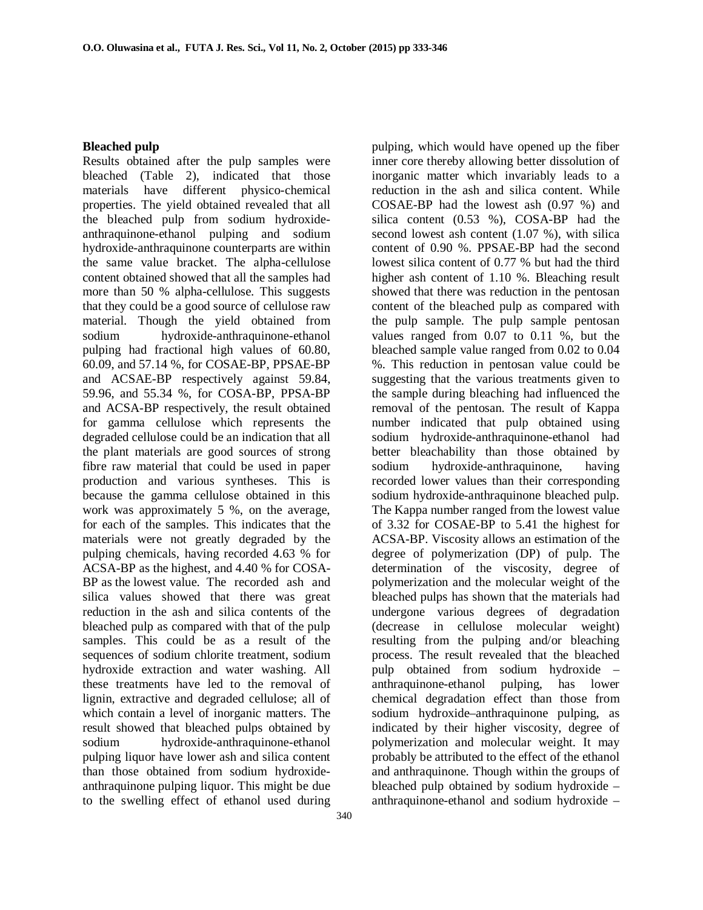### Bleached pulp

Results obtained after the pulp samples were bleached (Table 2), indicated that those materials have different physico-chemical properties. The yield obtained revealed that all the bleached pulp from sodium hydroxide-anthraquinone-ethanol pulping and sodium hydroxide-anthraquinone counterparts are within the same value bracket. The alpha-cellulose content obtained showed that all the samples had more than 50 % alpha-cellulose. This suggests that they could be a good source of cellulose raw material. Though the yield obtained from sodium hydroxide-anthraquinone-ethanol pulping had fractional high values of 60.80, 60.09, and 57.14 %, for COSAE-BP, PPSAE-BP and ACSAE-BP respectively against 59.84, 59.96, and 55.34 %, for COSA-BP, PPSA-BP and ACSA-BP respectively, the result obtained for gamma cellulose which represents the degraded cellulose could be an indication that all the plant materials are good sources of strong fibre raw material that could be used in paper production and various syntheses. This is because the gamma cellulose obtained in this work was approximately 5 %, on the average, for each of the samples. This indicates that the materials were not greatly degraded by the pulping chemicals, having recorded 4.63 % for ACSA-BP as the highest, and 4.40 % for COSA-BP as the lowest value. The recorded ash and silica values showed that there was great reduction in the ash and silica contents of the bleached pulp as compared with that of the pulp samples. This could be as a result of the sequences of sodium chlorite treatment, sodium hydroxide extraction and water washing. All these treatments have led to the removal of lignin, extractive and degraded cellulose; all of which contain a level of inorganic matters. The result showed that bleached pulps obtained by sodium hydroxide-anthraquinone-ethanol pulping liquor have lower ash and silica content than those obtained from sodium hydroxide-anthraquinone pulping liquor. This might be due to the swelling effect of ethanol used during pulping, which would have opened up the fiber inner core thereby allowing better dissolution of inorganic matter which invariably leads to a reduction in the ash and silica content. While COSAE-BP had the lowest ash (0.97 %) and silica content (0.53 %), COSA-BP had the second lowest ash content (1.07 %), with silica content of 0.90 %. PPSAE-BP had the second lowest silica content of 0.77 % but had the third higher ash content of 1.10 %. Bleaching result showed that there was reduction in the pentosan content of the bleached pulp as compared with the pulp sample. The pulp sample pentosan values ranged from 0.07 to 0.11 %, but the bleached sample value ranged from 0.02 to 0.04 %. This reduction in pentosan value could be suggesting that the various treatments given to the sample during bleaching had influenced the removal of the pentosan. The result of Kappa number indicated that pulp obtained using sodium hydroxide-anthraquinone-ethanol had better bleachability than those obtained by sodium hydroxide-anthraquinone, having recorded lower values than their corresponding sodium hydroxide-anthraquinone bleached pulp. The Kappa number ranged from the lowest value of 3.32 for COSAE-BP to 5.41 the highest for ACSA-BP. Viscosity allows an estimation of the degree of polymerization (DP) of pulp. The determination of the viscosity, degree of polymerization and the molecular weight of the bleached pulps has shown that the materials had undergone various degrees of degradation (decrease in cellulose molecular weight) resulting from the pulping and/or bleaching process. The result revealed that the bleached pulp obtained from sodium hydroxide – anthraquinone-ethanol pulping, has lower chemical degradation effect than those from sodium hydroxide–anthraquinone pulping, as indicated by their higher viscosity, degree of polymerization and molecular weight. It may probably be attributed to the effect of the ethanol and anthraquinone. Though within the groups of bleached pulp obtained by sodium hydroxide – anthraquinone-ethanol and sodium hydroxide –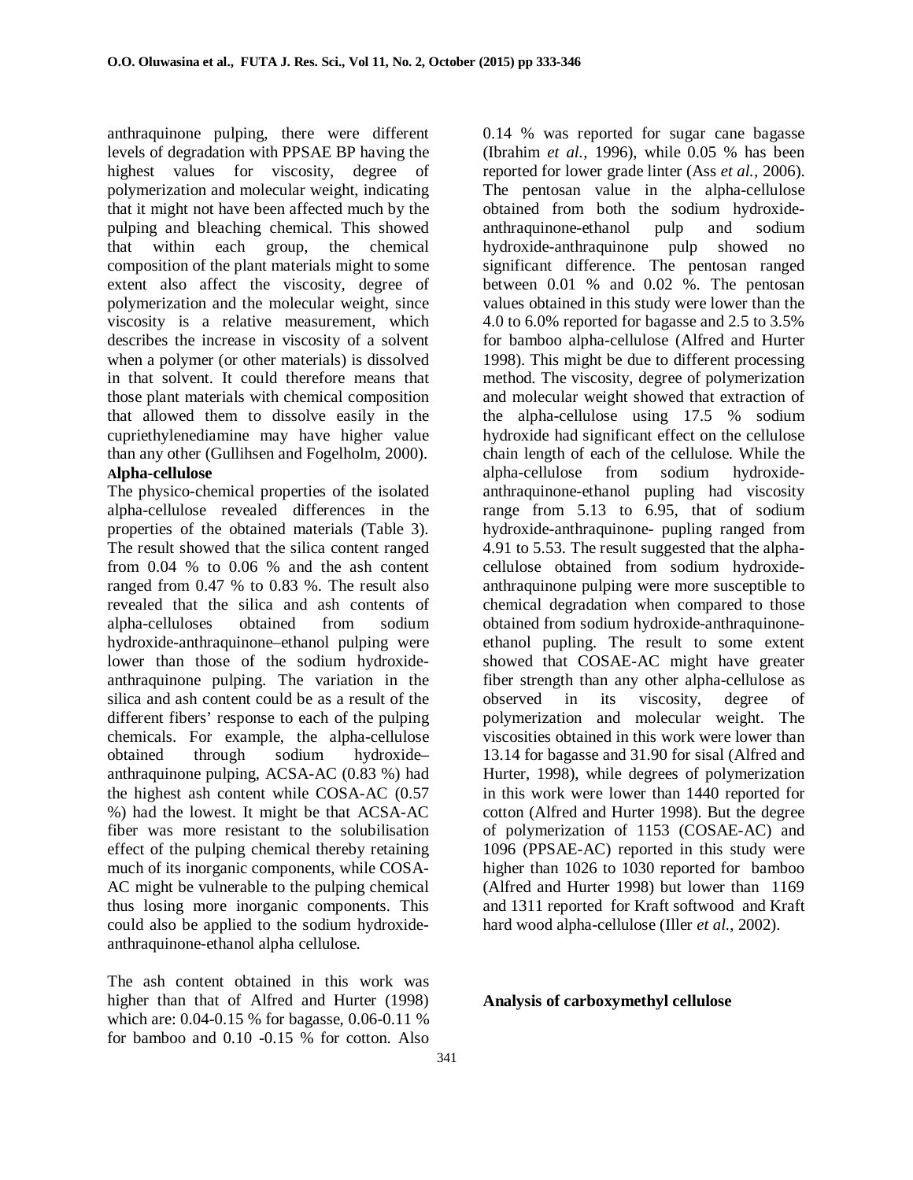anthraquinone pulping, there were different levels of degradation with PPSAE BP having the highest values for viscosity, degree of polymerization and molecular weight, indicating that it might not have been affected much by the pulping and bleaching chemical. This showed that within each group, the chemical composition of the plant materials might to some extent also affect the viscosity, degree of polymerization and the molecular weight, since viscosity is a relative measurement, which describes the increase in viscosity of a solvent when a polymer (or other materials) is dissolved in that solvent. It could therefore means that those plant materials with chemical composition that allowed them to dissolve easily in the cupriethylenediamine may have higher value than any other (Gullihsen and Fogelholm, 2000).

**Alpha-cellulose**

The physico-chemical properties of the isolated alpha-cellulose revealed differences in the properties of the obtained materials (Table 3). The result showed that the silica content ranged from 0.04 % to 0.06 % and the ash content ranged from 0.47 % to 0.83 %. The result also revealed that the silica and ash contents of alpha-celluloses obtained from sodium hydroxide-anthraquinone–ethanol pulping were lower than those of the sodium hydroxide-anthraquinone pulping. The variation in the silica and ash content could be as a result of the different fibers' response to each of the pulping chemicals. For example, the alpha-cellulose obtained through sodium hydroxide–anthraquinone pulping, ACSA-AC (0.83 %) had the highest ash content while COSA-AC (0.57 %) had the lowest. It might be that ACSA-AC fiber was more resistant to the solubilisation effect of the pulping chemical thereby retaining much of its inorganic components, while COSA-AC might be vulnerable to the pulping chemical thus losing more inorganic components. This could also be applied to the sodium hydroxide-anthraquinone-ethanol alpha cellulose.

The ash content obtained in this work was higher than that of Alfred and Hurter (1998) which are: 0.04-0.15 % for bagasse, 0.06-0.11 % for bamboo and 0.10 -0.15 % for cotton. Also 0.14 % was reported for sugar cane bagasse (Ibrahim *et al.,* 1996), while 0.05 % has been reported for lower grade linter (Ass *et al.,* 2006). The pentosan value in the alpha-cellulose obtained from both the sodium hydroxide-anthraquinone-ethanol pulp and sodium hydroxide-anthraquinone pulp showed no significant difference. The pentosan ranged between 0.01 % and 0.02 %. The pentosan values obtained in this study were lower than the 4.0 to 6.0% reported for bagasse and 2.5 to 3.5% for bamboo alpha-cellulose (Alfred and Hurter 1998). This might be due to different processing method. The viscosity, degree of polymerization and molecular weight showed that extraction of the alpha-cellulose using 17.5 % sodium hydroxide had significant effect on the cellulose chain length of each of the cellulose. While the alpha-cellulose from sodium hydroxide-anthraquinone-ethanol pupling had viscosity range from 5.13 to 6.95, that of sodium hydroxide-anthraquinone- pupling ranged from 4.91 to 5.53. The result suggested that the alpha-cellulose obtained from sodium hydroxide-anthraquinone pulping were more susceptible to chemical degradation when compared to those obtained from sodium hydroxide-anthraquinone-ethanol pupling. The result to some extent showed that COSAE-AC might have greater fiber strength than any other alpha-cellulose as observed in its viscosity, degree of polymerization and molecular weight. The viscosities obtained in this work were lower than 13.14 for bagasse and 31.90 for sisal (Alfred and Hurter, 1998), while degrees of polymerization in this work were lower than 1440 reported for cotton (Alfred and Hurter 1998). But the degree of polymerization of 1153 (COSAE-AC) and 1096 (PPSAE-AC) reported in this study were higher than 1026 to 1030 reported for bamboo (Alfred and Hurter 1998) but lower than 1169 and 1311 reported for Kraft softwood and Kraft hard wood alpha-cellulose (Iller *et al.*, 2002).

**Analysis of carboxymethyl cellulose**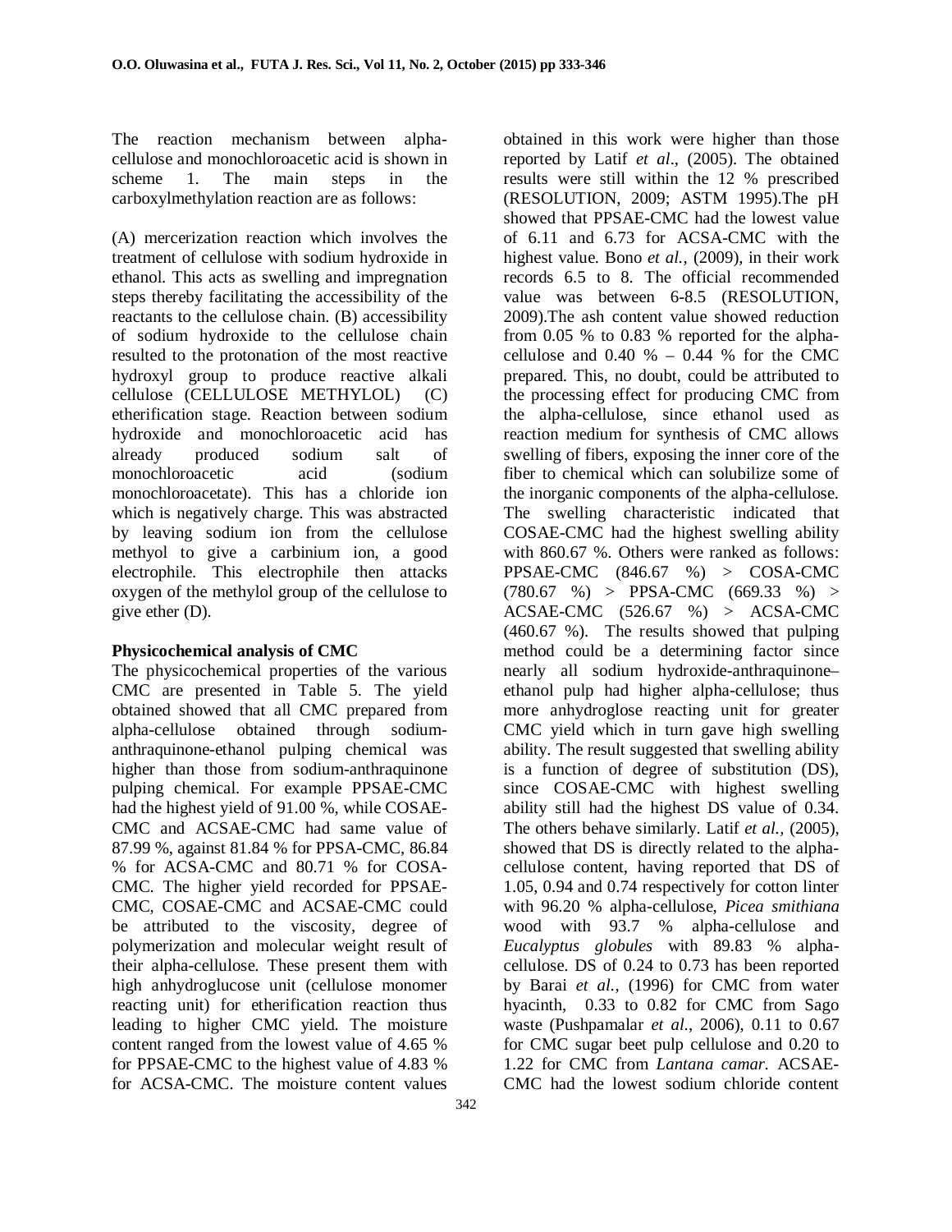The reaction mechanism between alpha-cellulose and monochloroacetic acid is shown in scheme 1. The main steps in the carboxylmethylation reaction are as follows:

(A) mercerization reaction which involves the treatment of cellulose with sodium hydroxide in ethanol. This acts as swelling and impregnation steps thereby facilitating the accessibility of the reactants to the cellulose chain. (B) accessibility of sodium hydroxide to the cellulose chain resulted to the protonation of the most reactive hydroxyl group to produce reactive alkali cellulose (CELLULOSE METHYLOL) (C) etherification stage. Reaction between sodium hydroxide and monochloroacetic acid has already produced sodium salt of monochloroacetic acid (sodium monochloroacetate). This has a chloride ion which is negatively charge. This was abstracted by leaving sodium ion from the cellulose methyol to give a carbinium ion, a good electrophile. This electrophile then attacks oxygen of the methylol group of the cellulose to give ether (D).

**Physicochemical analysis of CMC**

The physicochemical properties of the various CMC are presented in Table 5. The yield obtained showed that all CMC prepared from alpha-cellulose obtained through sodium-anthraquinone-ethanol pulping chemical was higher than those from sodium-anthraquinone pulping chemical. For example PPSAE-CMC had the highest yield of 91.00 %, while COSAE-CMC and ACSAE-CMC had same value of 87.99 %, against 81.84 % for PPSA-CMC, 86.84 % for ACSA-CMC and 80.71 % for COSA-CMC. The higher yield recorded for PPSAE-CMC, COSAE-CMC and ACSAE-CMC could be attributed to the viscosity, degree of polymerization and molecular weight result of their alpha-cellulose. These present them with high anhydroglucose unit (cellulose monomer reacting unit) for etherification reaction thus leading to higher CMC yield. The moisture content ranged from the lowest value of 4.65 % for PPSAE-CMC to the highest value of 4.83 % for ACSA-CMC. The moisture content values obtained in this work were higher than those reported by Latif *et al*., (2005). The obtained results were still within the 12 % prescribed (RESOLUTION, 2009; ASTM 1995).The pH showed that PPSAE-CMC had the lowest value of 6.11 and 6.73 for ACSA-CMC with the highest value. Bono *et al.*, (2009), in their work records 6.5 to 8. The official recommended value was between 6-8.5 (RESOLUTION, 2009).The ash content value showed reduction from 0.05 % to 0.83 % reported for the alpha-cellulose and 0.40 % – 0.44 % for the CMC prepared. This, no doubt, could be attributed to the processing effect for producing CMC from the alpha-cellulose, since ethanol used as reaction medium for synthesis of CMC allows swelling of fibers, exposing the inner core of the fiber to chemical which can solubilize some of the inorganic components of the alpha-cellulose. The swelling characteristic indicated that COSAE-CMC had the highest swelling ability with 860.67 %. Others were ranked as follows: PPSAE-CMC (846.67 %) > COSA-CMC (780.67 %) > PPSA-CMC (669.33 %) > ACSAE-CMC (526.67 %) > ACSA-CMC (460.67 %). The results showed that pulping method could be a determining factor since nearly all sodium hydroxide-anthraquinone–ethanol pulp had higher alpha-cellulose; thus more anhydroglose reacting unit for greater CMC yield which in turn gave high swelling ability. The result suggested that swelling ability is a function of degree of substitution (DS), since COSAE-CMC with highest swelling ability still had the highest DS value of 0.34. The others behave similarly. Latif *et al.,* (2005), showed that DS is directly related to the alpha-cellulose content, having reported that DS of 1.05, 0.94 and 0.74 respectively for cotton linter with 96.20 % alpha-cellulose, *Picea smithiana* wood with 93.7 % alpha-cellulose and *Eucalyptus globules* with 89.83 % alpha-cellulose. DS of 0.24 to 0.73 has been reported by Barai *et al.,* (1996) for CMC from water hyacinth, 0.33 to 0.82 for CMC from Sago waste (Pushpamalar *et al.*, 2006), 0.11 to 0.67 for CMC sugar beet pulp cellulose and 0.20 to 1.22 for CMC from *Lantana camar*. ACSAE-CMC had the lowest sodium chloride content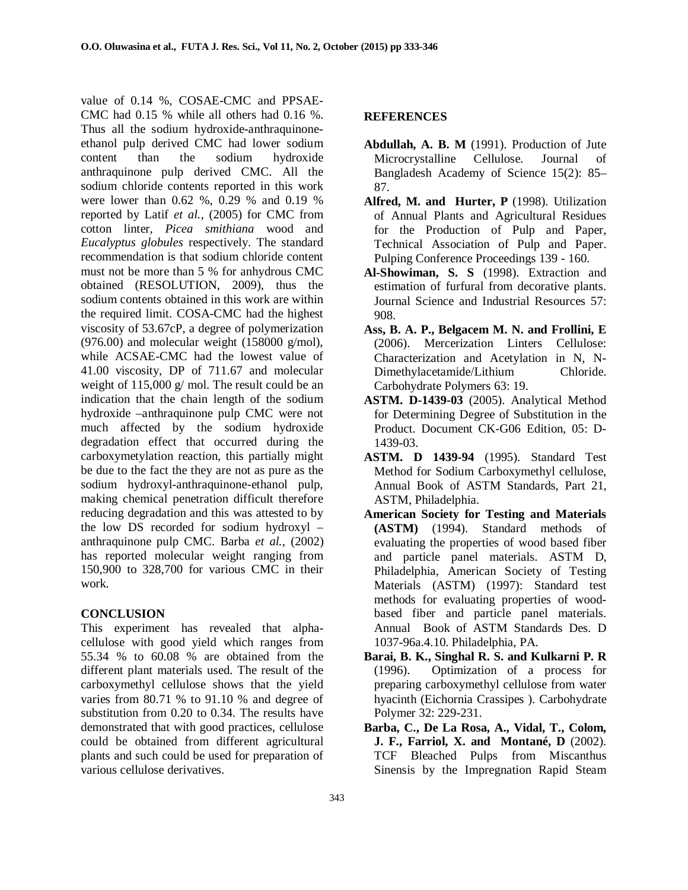value of 0.14 %, COSAE-CMC and PPSAE-CMC had 0.15 % while all others had 0.16 %. Thus all the sodium hydroxide-anthraquinone-ethanol pulp derived CMC had lower sodium content than the sodium hydroxide anthraquinone pulp derived CMC. All the sodium chloride contents reported in this work were lower than 0.62 %, 0.29 % and 0.19 % reported by Latif *et al.,* (2005) for CMC from cotton linter, *Picea smithiana* wood and *Eucalyptus globules* respectively. The standard recommendation is that sodium chloride content must not be more than 5 % for anhydrous CMC obtained (RESOLUTION, 2009), thus the sodium contents obtained in this work are within the required limit. COSA-CMC had the highest viscosity of 53.67cP, a degree of polymerization (976.00) and molecular weight (158000 g/mol), while ACSAE-CMC had the lowest value of 41.00 viscosity, DP of 711.67 and molecular weight of 115,000 g/ mol. The result could be an indication that the chain length of the sodium hydroxide –anthraquinone pulp CMC were not much affected by the sodium hydroxide degradation effect that occurred during the carboxymetylation reaction, this partially might be due to the fact the they are not as pure as the sodium hydroxyl-anthraquinone-ethanol pulp, making chemical penetration difficult therefore reducing degradation and this was attested to by the low DS recorded for sodium hydroxyl – anthraquinone pulp CMC. Barba *et al.,* (2002) has reported molecular weight ranging from 150,900 to 328,700 for various CMC in their work.

## CONCLUSION

This experiment has revealed that alpha-cellulose with good yield which ranges from 55.34 % to 60.08 % are obtained from the different plant materials used. The result of the carboxymethyl cellulose shows that the yield varies from 80.71 % to 91.10 % and degree of substitution from 0.20 to 0.34. The results have demonstrated that with good practices, cellulose could be obtained from different agricultural plants and such could be used for preparation of various cellulose derivatives.

## REFERENCES

**Abdullah, A. B. M** (1991). Production of Jute Microcrystalline Cellulose. Journal of Bangladesh Academy of Science 15(2): 85–87.

**Alfred, M. and Hurter, P** (1998). Utilization of Annual Plants and Agricultural Residues for the Production of Pulp and Paper, Technical Association of Pulp and Paper. Pulping Conference Proceedings 139 - 160.

**Al-Showiman, S. S** (1998). Extraction and estimation of furfural from decorative plants. Journal Science and Industrial Resources 57: 908.

**Ass, B. A. P., Belgacem M. N. and Frollini, E** (2006). Mercerization Linters Cellulose: Characterization and Acetylation in N, N-Dimethylacetamide/Lithium Chloride. Carbohydrate Polymers 63: 19.

**ASTM. D-1439-03** (2005). Analytical Method for Determining Degree of Substitution in the Product. Document CK-G06 Edition, 05: D-1439-03.

**ASTM. D 1439-94** (1995). Standard Test Method for Sodium Carboxymethyl cellulose, Annual Book of ASTM Standards, Part 21, ASTM, Philadelphia.

**American Society for Testing and Materials (ASTM)** (1994). Standard methods of evaluating the properties of wood based fiber and particle panel materials. ASTM D, Philadelphia, American Society of Testing Materials (ASTM) (1997): Standard test methods for evaluating properties of wood-based fiber and particle panel materials. Annual Book of ASTM Standards Des. D 1037-96a.4.10. Philadelphia, PA.

**Barai, B. K., Singhal R. S. and Kulkarni P. R** (1996). Optimization of a process for preparing carboxymethyl cellulose from water hyacinth (Eichornia Crassipes ). Carbohydrate Polymer 32: 229-231.

**Barba, C., De La Rosa, A., Vidal, T., Colom, J. F., Farriol, X. and Montané, D** (2002). TCF Bleached Pulps from Miscanthus Sinensis by the Impregnation Rapid Steam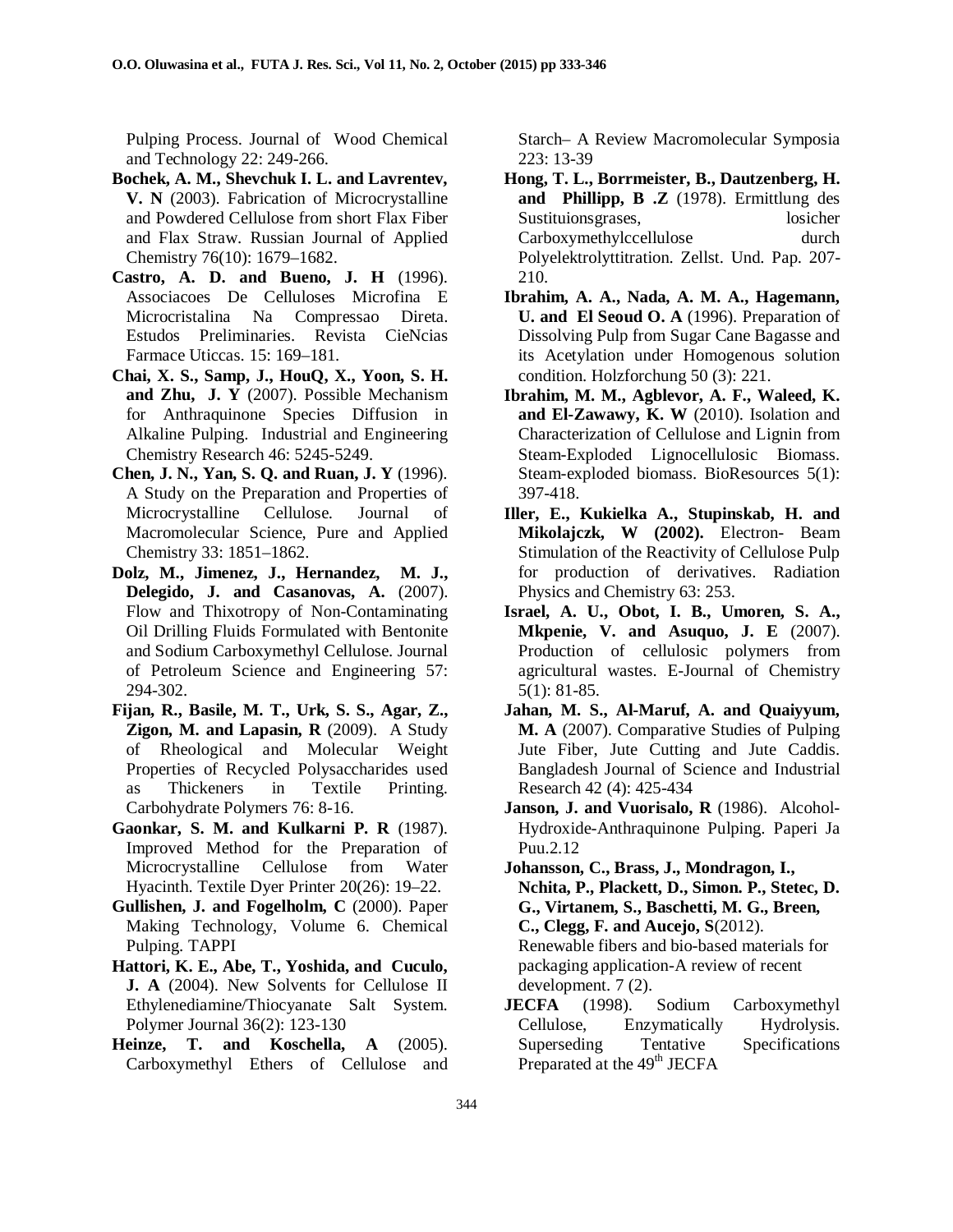Pulping Process. Journal of Wood Chemical and Technology 22: 249-266.

**Bochek, A. M., Shevchuk I. L. and Lavrentev, V. N** (2003). Fabrication of Microcrystalline and Powdered Cellulose from short Flax Fiber and Flax Straw. Russian Journal of Applied Chemistry 76(10): 1679–1682.

**Castro, A. D. and Bueno, J. H** (1996). Associacoes De Celluloses Microfina E Microcristalina Na Compressao Direta. Estudos Preliminaries. Revista CieNcias Farmace Uticcas. 15: 169–181.

**Chai, X. S., Samp, J., HouQ, X., Yoon, S. H. and Zhu, J. Y** (2007). Possible Mechanism for Anthraquinone Species Diffusion in Alkaline Pulping. Industrial and Engineering Chemistry Research 46: 5245-5249.

**Chen, J. N., Yan, S. Q. and Ruan, J. Y** (1996). A Study on the Preparation and Properties of Microcrystalline Cellulose. Journal of Macromolecular Science, Pure and Applied Chemistry 33: 1851–1862.

**Dolz, M., Jimenez, J., Hernandez, M. J., Delegido, J. and Casanovas, A.** (2007). Flow and Thixotropy of Non-Contaminating Oil Drilling Fluids Formulated with Bentonite and Sodium Carboxymethyl Cellulose. Journal of Petroleum Science and Engineering 57: 294-302.

**Fijan, R., Basile, M. T., Urk, S. S., Agar, Z., Zigon, M. and Lapasin, R** (2009). A Study of Rheological and Molecular Weight Properties of Recycled Polysaccharides used as Thickeners in Textile Printing. Carbohydrate Polymers 76: 8-16.

**Gaonkar, S. M. and Kulkarni P. R** (1987). Improved Method for the Preparation of Microcrystalline Cellulose from Water Hyacinth. Textile Dyer Printer 20(26): 19–22.

**Gullishen, J. and Fogelholm, C** (2000). Paper Making Technology, Volume 6. Chemical Pulping. TAPPI

**Hattori, K. E., Abe, T., Yoshida, and Cuculo, J. A** (2004). New Solvents for Cellulose II Ethylenediamine/Thiocyanate Salt System. Polymer Journal 36(2): 123-130

**Heinze, T. and Koschella, A** (2005). Carboxymethyl Ethers of Cellulose and Starch– A Review Macromolecular Symposia 223: 13-39

**Hong, T. L., Borrmeister, B., Dautzenberg, H. and Phillipp, B .Z** (1978). Ermittlung des Sustituionsgrases, losicher Carboxymethylccellulose durch Polyelektrolyttitration. Zellst. Und. Pap. 207-210.

**Ibrahim, A. A., Nada, A. M. A., Hagemann, U. and El Seoud O. A** (1996). Preparation of Dissolving Pulp from Sugar Cane Bagasse and its Acetylation under Homogenous solution condition. Holzforchung 50 (3): 221.

**Ibrahim, M. M., Agblevor, A. F., Waleed, K. and El-Zawawy, K. W** (2010). Isolation and Characterization of Cellulose and Lignin from Steam-Exploded Lignocellulosic Biomass. Steam-exploded biomass. BioResources 5(1): 397-418.

**Iller, E., Kukielka A., Stupinskab, H. and Mikolajczk, W (2002).** Electron- Beam Stimulation of the Reactivity of Cellulose Pulp for production of derivatives. Radiation Physics and Chemistry 63: 253.

**Israel, A. U., Obot, I. B., Umoren, S. A., Mkpenie, V. and Asuquo, J. E** (2007). Production of cellulosic polymers from agricultural wastes. E-Journal of Chemistry 5(1): 81-85.

**Jahan, M. S., Al-Maruf, A. and Quaiyyum, M. A** (2007). Comparative Studies of Pulping Jute Fiber, Jute Cutting and Jute Caddis. Bangladesh Journal of Science and Industrial Research 42 (4): 425-434

**Janson, J. and Vuorisalo, R** (1986). Alcohol-Hydroxide-Anthraquinone Pulping. Paperi Ja Puu.2.12

**Johansson, C., Brass, J., Mondragon, I., Nchita, P., Plackett, D., Simon. P., Stetec, D. G., Virtanem, S., Baschetti, M. G., Breen, C., Clegg, F. and Aucejo, S**(2012). Renewable fibers and bio-based materials for packaging application-A review of recent development. 7 (2).

**JECFA** (1998). Sodium Carboxymethyl Cellulose, Enzymatically Hydrolysis. Superseding Tentative Specifications Preparated at the 49th JECFA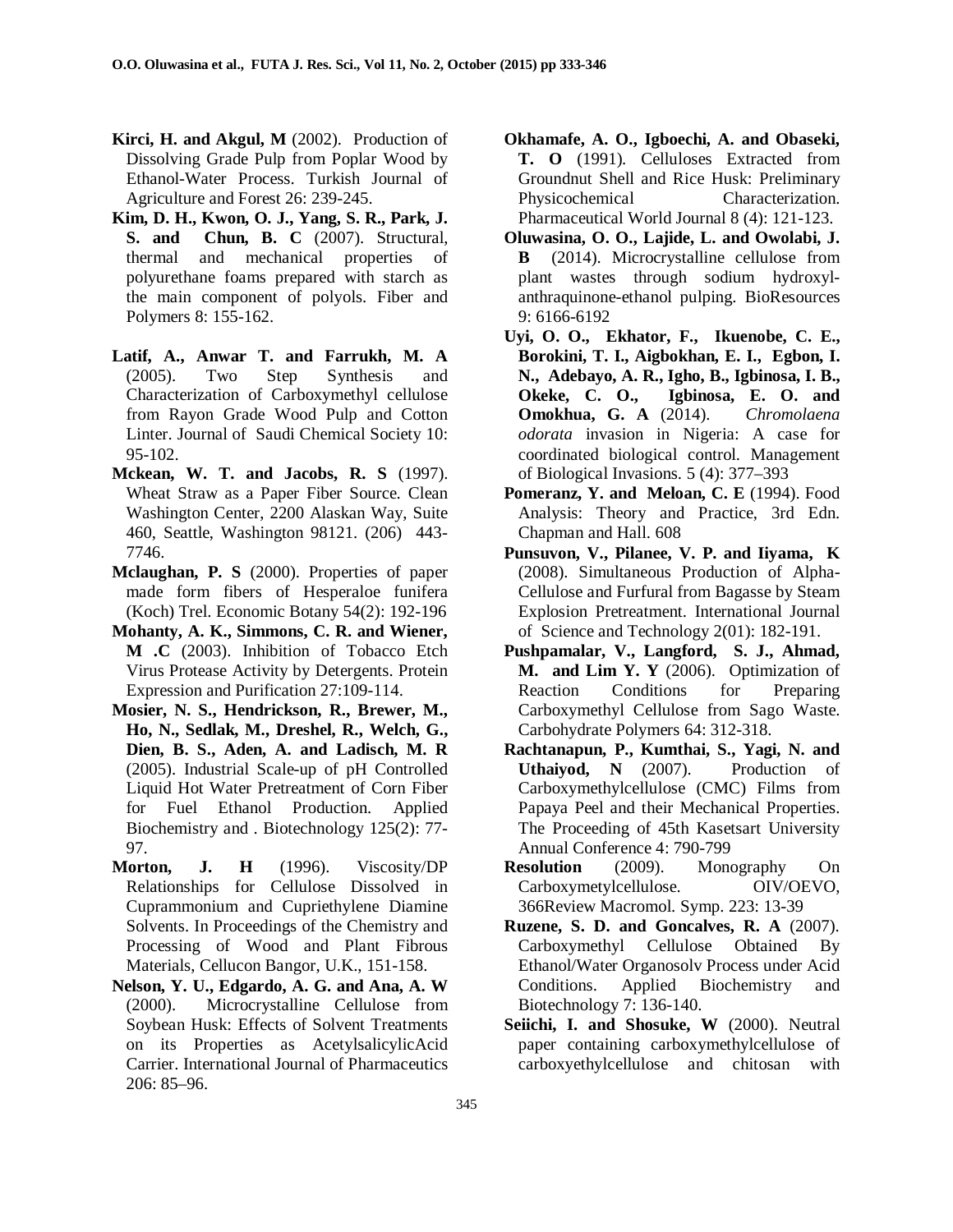**Kirci, H. and Akgul, M** (2002). Production of Dissolving Grade Pulp from Poplar Wood by Ethanol-Water Process. Turkish Journal of Agriculture and Forest 26: 239-245.

**Kim, D. H., Kwon, O. J., Yang, S. R., Park, J. S. and Chun, B. C** (2007). Structural, thermal and mechanical properties of polyurethane foams prepared with starch as the main component of polyols. Fiber and Polymers 8: 155-162.

**Latif, A., Anwar T. and Farrukh, M. A** (2005). Two Step Synthesis and Characterization of Carboxymethyl cellulose from Rayon Grade Wood Pulp and Cotton Linter. Journal of Saudi Chemical Society 10: 95-102.

**Mckean, W. T. and Jacobs, R. S** (1997). Wheat Straw as a Paper Fiber Source. Clean Washington Center, 2200 Alaskan Way, Suite 460, Seattle, Washington 98121. (206) 443-7746.

**Mclaughan, P. S** (2000). Properties of paper made form fibers of Hesperaloe funifera (Koch) Trel. Economic Botany 54(2): 192-196

**Mohanty, A. K., Simmons, C. R. and Wiener, M .C** (2003). Inhibition of Tobacco Etch Virus Protease Activity by Detergents. Protein Expression and Purification 27:109-114.

**Mosier, N. S., Hendrickson, R., Brewer, M., Ho, N., Sedlak, M., Dreshel, R., Welch, G., Dien, B. S., Aden, A. and Ladisch, M. R** (2005). Industrial Scale-up of pH Controlled Liquid Hot Water Pretreatment of Corn Fiber for Fuel Ethanol Production. Applied Biochemistry and . Biotechnology 125(2): 77-97.

**Morton, J. H** (1996). Viscosity/DP Relationships for Cellulose Dissolved in Cuprammonium and Cupriethylene Diamine Solvents. In Proceedings of the Chemistry and Processing of Wood and Plant Fibrous Materials, Cellucon Bangor, U.K., 151-158.

**Nelson, Y. U., Edgardo, A. G. and Ana, A. W** (2000). Microcrystalline Cellulose from Soybean Husk: Effects of Solvent Treatments on its Properties as AcetylsalicylicAcid Carrier. International Journal of Pharmaceutics 206: 85–96.

**Okhamafe, A. O., Igboechi, A. and Obaseki, T. O** (1991). Celluloses Extracted from Groundnut Shell and Rice Husk: Preliminary Physicochemical Characterization. Pharmaceutical World Journal 8 (4): 121-123.

**Oluwasina, O. O., Lajide, L. and Owolabi, J. B** (2014). Microcrystalline cellulose from plant wastes through sodium hydroxyl-anthraquinone-ethanol pulping. BioResources 9: 6166-6192

**Uyi, O. O., Ekhator, F., Ikuenobe, C. E., Borokini, T. I., Aigbokhan, E. I., Egbon, I. N., Adebayo, A. R., Igho, B., Igbinosa, I. B., Okeke, C. O., Igbinosa, E. O. and Omokhua, G. A** (2014). *Chromolaena odorata* invasion in Nigeria: A case for coordinated biological control. Management of Biological Invasions. 5 (4): 377–393

**Pomeranz, Y. and Meloan, C. E** (1994). Food Analysis: Theory and Practice, 3rd Edn. Chapman and Hall. 608

**Punsuvon, V., Pilanee, V. P. and Iiyama, K** (2008). Simultaneous Production of Alpha-Cellulose and Furfural from Bagasse by Steam Explosion Pretreatment. International Journal of Science and Technology 2(01): 182-191.

**Pushpamalar, V., Langford, S. J., Ahmad, M. and Lim Y. Y** (2006). Optimization of Reaction Conditions for Preparing Carboxymethyl Cellulose from Sago Waste. Carbohydrate Polymers 64: 312-318.

**Rachtanapun, P., Kumthai, S., Yagi, N. and Uthaiyod, N** (2007). Production of Carboxymethylcellulose (CMC) Films from Papaya Peel and their Mechanical Properties. The Proceeding of 45th Kasetsart University Annual Conference 4: 790-799

**Resolution** (2009). Monography On Carboxymetylcellulose. OIV/OEVO, 366Review Macromol. Symp. 223: 13-39

**Ruzene, S. D. and Goncalves, R. A** (2007). Carboxymethyl Cellulose Obtained By Ethanol/Water Organosolv Process under Acid Conditions. Applied Biochemistry and Biotechnology 7: 136-140.

**Seiichi, I. and Shosuke, W** (2000). Neutral paper containing carboxymethylcellulose of carboxyethylcellulose and chitosan with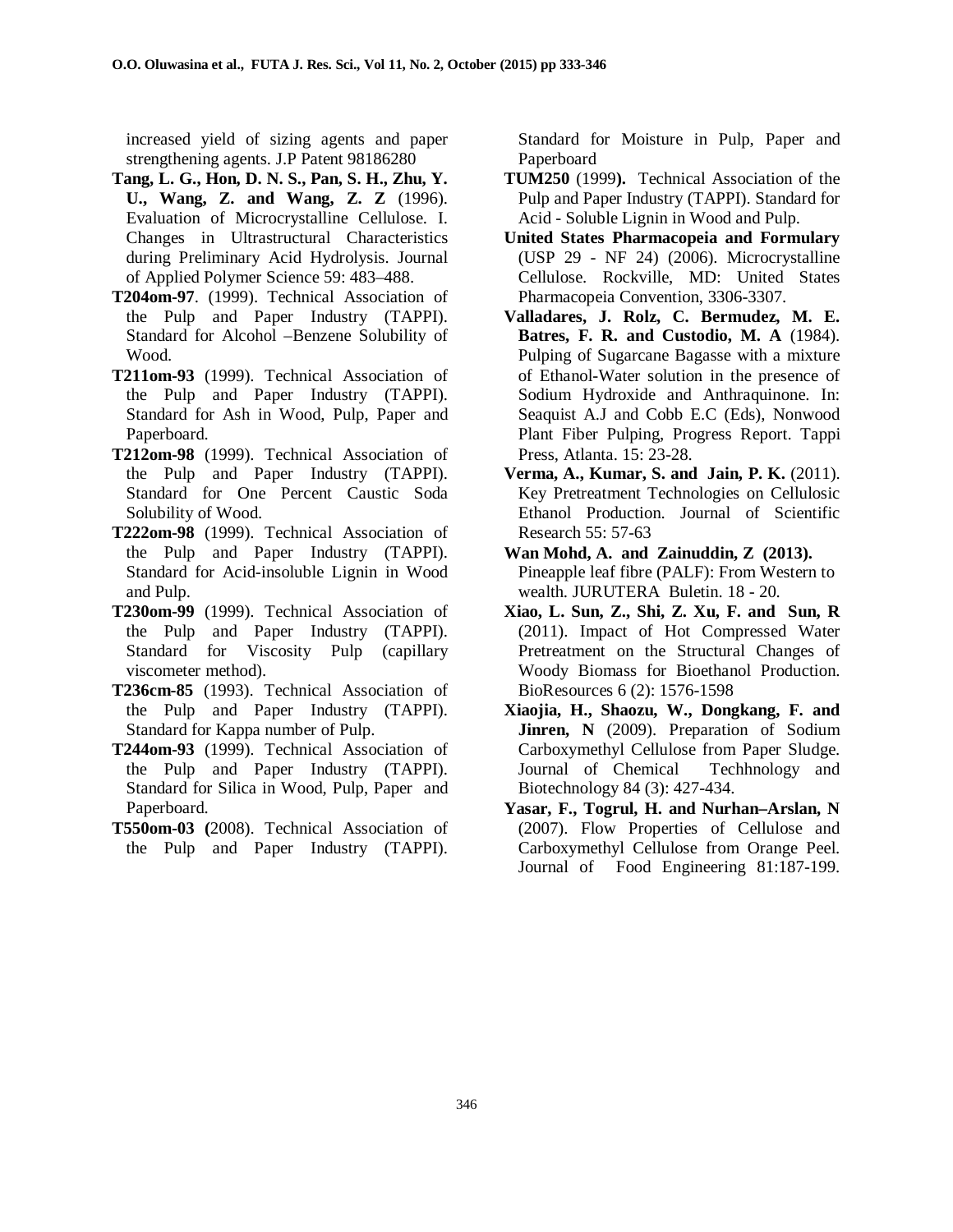increased yield of sizing agents and paper strengthening agents. J.P Patent 98186280

**Tang, L. G., Hon, D. N. S., Pan, S. H., Zhu, Y. U., Wang, Z. and Wang, Z. Z** (1996). Evaluation of Microcrystalline Cellulose. I. Changes in Ultrastructural Characteristics during Preliminary Acid Hydrolysis. Journal of Applied Polymer Science 59: 483–488.

**T204om-97**. (1999). Technical Association of the Pulp and Paper Industry (TAPPI). Standard for Alcohol –Benzene Solubility of Wood.

**T211om-93** (1999). Technical Association of the Pulp and Paper Industry (TAPPI). Standard for Ash in Wood, Pulp, Paper and Paperboard.

**T212om-98** (1999). Technical Association of the Pulp and Paper Industry (TAPPI). Standard for One Percent Caustic Soda Solubility of Wood.

**T222om-98** (1999). Technical Association of the Pulp and Paper Industry (TAPPI). Standard for Acid-insoluble Lignin in Wood and Pulp.

**T230om-99** (1999). Technical Association of the Pulp and Paper Industry (TAPPI). Standard for Viscosity Pulp (capillary viscometer method).

**T236cm-85** (1993). Technical Association of the Pulp and Paper Industry (TAPPI). Standard for Kappa number of Pulp.

**T244om-93** (1999). Technical Association of the Pulp and Paper Industry (TAPPI). Standard for Silica in Wood, Pulp, Paper and Paperboard.

**T550om-03 (**2008). Technical Association of the Pulp and Paper Industry (TAPPI). Standard for Moisture in Pulp, Paper and Paperboard

**TUM250** (1999**).** Technical Association of the Pulp and Paper Industry (TAPPI). Standard for Acid - Soluble Lignin in Wood and Pulp.

**United States Pharmacopeia and Formulary** (USP 29 - NF 24) (2006). Microcrystalline Cellulose. Rockville, MD: United States Pharmacopeia Convention, 3306-3307.

**Valladares, J. Rolz, C. Bermudez, M. E. Batres, F. R. and Custodio, M. A** (1984). Pulping of Sugarcane Bagasse with a mixture of Ethanol-Water solution in the presence of Sodium Hydroxide and Anthraquinone. In: Seaquist A.J and Cobb E.C (Eds), Nonwood Plant Fiber Pulping, Progress Report. Tappi Press, Atlanta. 15: 23-28.

**Verma, A., Kumar, S. and Jain, P. K.** (2011). Key Pretreatment Technologies on Cellulosic Ethanol Production. Journal of Scientific Research 55: 57-63

**Wan Mohd, A. and Zainuddin, Z (2013).** Pineapple leaf fibre (PALF): From Western to wealth. JURUTERA Buletin. 18 - 20.

**Xiao, L. Sun, Z., Shi, Z. Xu, F. and Sun, R** (2011). Impact of Hot Compressed Water Pretreatment on the Structural Changes of Woody Biomass for Bioethanol Production. BioResources 6 (2): 1576-1598

**Xiaojia, H., Shaozu, W., Dongkang, F. and Jinren, N** (2009). Preparation of Sodium Carboxymethyl Cellulose from Paper Sludge. Journal of Chemical Techhnology and Biotechnology 84 (3): 427-434.

**Yasar, F., Togrul, H. and Nurhan–Arslan, N** (2007). Flow Properties of Cellulose and Carboxymethyl Cellulose from Orange Peel. Journal of Food Engineering 81:187-199.